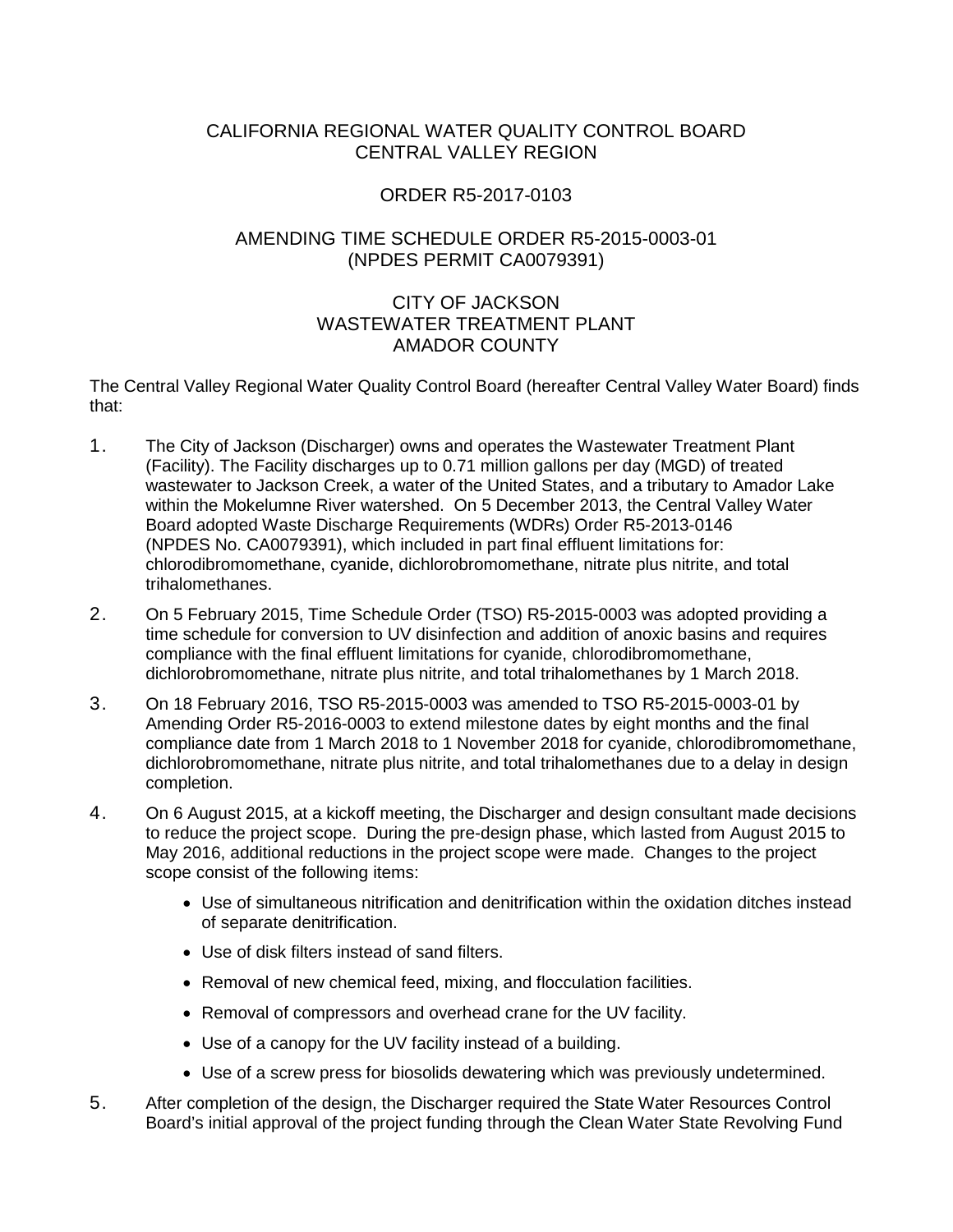CALIFORNIA REGIONAL WATER QUALITY CONTROL BOARD
CENTRAL VALLEY REGION

ORDER R5-2017-0103

AMENDING TIME SCHEDULE ORDER R5-2015-0003-01
(NPDES PERMIT CA0079391)

CITY OF JACKSON
WASTEWATER TREATMENT PLANT
AMADOR COUNTY

The Central Valley Regional Water Quality Control Board (hereafter Central Valley Water Board) finds that:

1. The City of Jackson (Discharger) owns and operates the Wastewater Treatment Plant (Facility). The Facility discharges up to 0.71 million gallons per day (MGD) of treated wastewater to Jackson Creek, a water of the United States, and a tributary to Amador Lake within the Mokelumne River watershed. On 5 December 2013, the Central Valley Water Board adopted Waste Discharge Requirements (WDRs) Order R5-2013-0146 (NPDES No. CA0079391), which included in part final effluent limitations for: chlorodibromomethane, cyanide, dichlorobromomethane, nitrate plus nitrite, and total trihalomethanes.

2. On 5 February 2015, Time Schedule Order (TSO) R5-2015-0003 was adopted providing a time schedule for conversion to UV disinfection and addition of anoxic basins and requires compliance with the final effluent limitations for cyanide, chlorodibromomethane, dichlorobromomethane, nitrate plus nitrite, and total trihalomethanes by 1 March 2018.

3. On 18 February 2016, TSO R5-2015-0003 was amended to TSO R5-2015-0003-01 by Amending Order R5-2016-0003 to extend milestone dates by eight months and the final compliance date from 1 March 2018 to 1 November 2018 for cyanide, chlorodibromomethane, dichlorobromomethane, nitrate plus nitrite, and total trihalomethanes due to a delay in design completion.

4. On 6 August 2015, at a kickoff meeting, the Discharger and design consultant made decisions to reduce the project scope. During the pre-design phase, which lasted from August 2015 to May 2016, additional reductions in the project scope were made. Changes to the project scope consist of the following items:

   - Use of simultaneous nitrification and denitrification within the oxidation ditches instead of separate denitrification.
   - Use of disk filters instead of sand filters.
   - Removal of new chemical feed, mixing, and flocculation facilities.
   - Removal of compressors and overhead crane for the UV facility.
   - Use of a canopy for the UV facility instead of a building.
   - Use of a screw press for biosolids dewatering which was previously undetermined.

5. After completion of the design, the Discharger required the State Water Resources Control Board's initial approval of the project funding through the Clean Water State Revolving Fund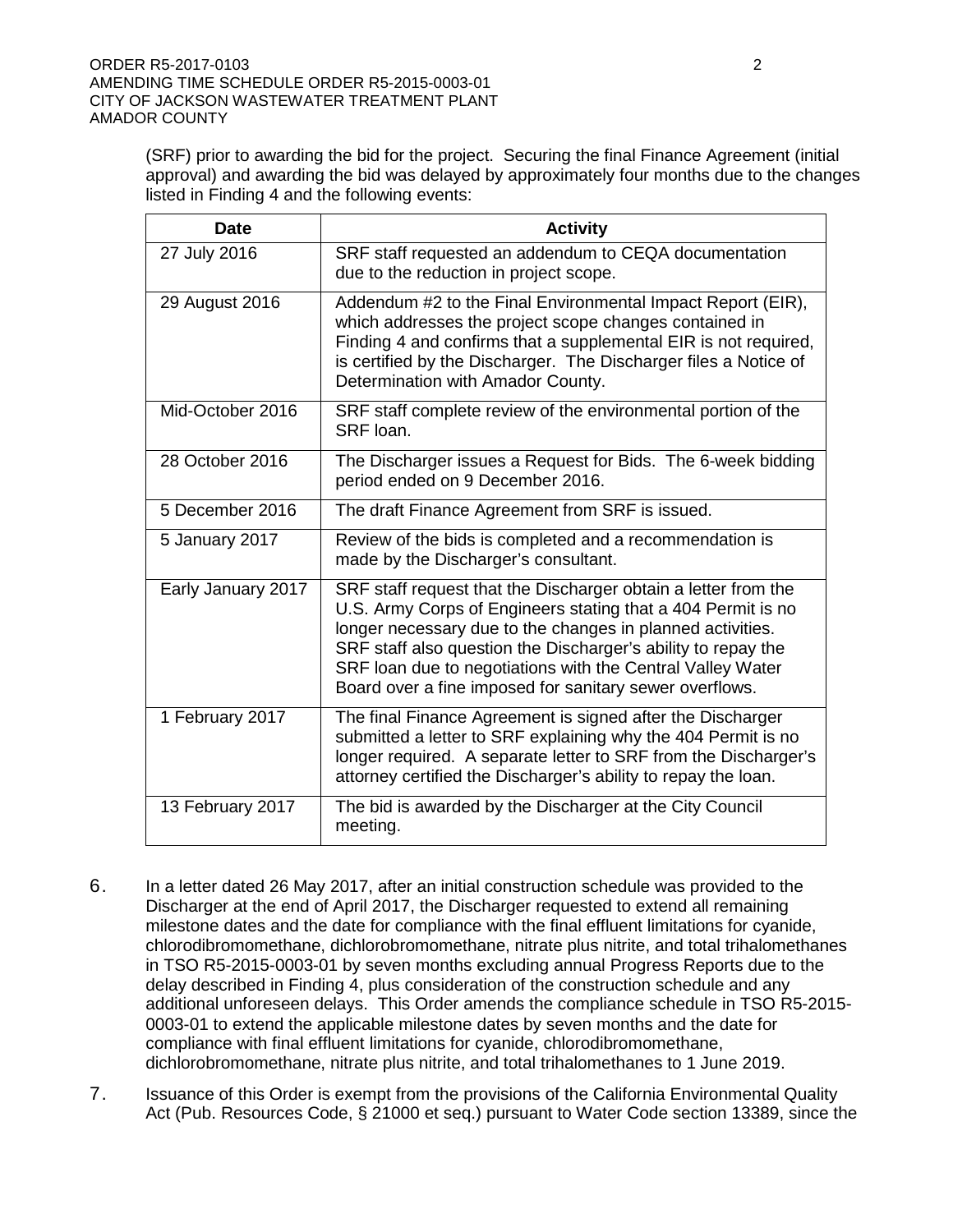(SRF) prior to awarding the bid for the project. Securing the final Finance Agreement (initial approval) and awarding the bid was delayed by approximately four months due to the changes listed in Finding 4 and the following events:

| Date | Activity |
|---|---|
| 27 July 2016 | SRF staff requested an addendum to CEQA documentation due to the reduction in project scope. |
| 29 August 2016 | Addendum #2 to the Final Environmental Impact Report (EIR), which addresses the project scope changes contained in Finding 4 and confirms that a supplemental EIR is not required, is certified by the Discharger. The Discharger files a Notice of Determination with Amador County. |
| Mid-October 2016 | SRF staff complete review of the environmental portion of the SRF loan. |
| 28 October 2016 | The Discharger issues a Request for Bids. The 6-week bidding period ended on 9 December 2016. |
| 5 December 2016 | The draft Finance Agreement from SRF is issued. |
| 5 January 2017 | Review of the bids is completed and a recommendation is made by the Discharger's consultant. |
| Early January 2017 | SRF staff request that the Discharger obtain a letter from the U.S. Army Corps of Engineers stating that a 404 Permit is no longer necessary due to the changes in planned activities. SRF staff also question the Discharger's ability to repay the SRF loan due to negotiations with the Central Valley Water Board over a fine imposed for sanitary sewer overflows. |
| 1 February 2017 | The final Finance Agreement is signed after the Discharger submitted a letter to SRF explaining why the 404 Permit is no longer required. A separate letter to SRF from the Discharger's attorney certified the Discharger's ability to repay the loan. |
| 13 February 2017 | The bid is awarded by the Discharger at the City Council meeting. |

6. In a letter dated 26 May 2017, after an initial construction schedule was provided to the Discharger at the end of April 2017, the Discharger requested to extend all remaining milestone dates and the date for compliance with the final effluent limitations for cyanide, chlorodibromomethane, dichlorobromomethane, nitrate plus nitrite, and total trihalomethanes in TSO R5-2015-0003-01 by seven months excluding annual Progress Reports due to the delay described in Finding 4, plus consideration of the construction schedule and any additional unforeseen delays. This Order amends the compliance schedule in TSO R5-2015-0003-01 to extend the applicable milestone dates by seven months and the date for compliance with final effluent limitations for cyanide, chlorodibromomethane, dichlorobromomethane, nitrate plus nitrite, and total trihalomethanes to 1 June 2019.

7. Issuance of this Order is exempt from the provisions of the California Environmental Quality Act (Pub. Resources Code, § 21000 et seq.) pursuant to Water Code section 13389, since the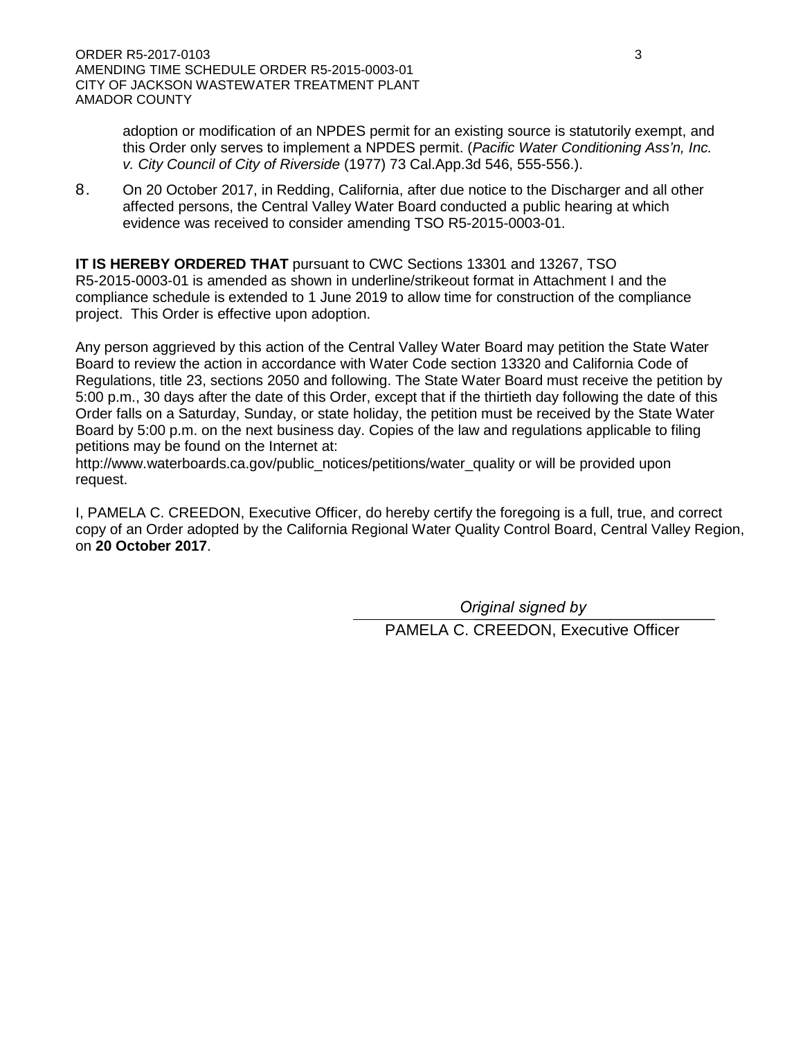adoption or modification of an NPDES permit for an existing source is statutorily exempt, and this Order only serves to implement a NPDES permit. (*Pacific Water Conditioning Ass'n, Inc. v. City Council of City of Riverside* (1977) 73 Cal.App.3d 546, 555-556.).

8. On 20 October 2017, in Redding, California, after due notice to the Discharger and all other affected persons, the Central Valley Water Board conducted a public hearing at which evidence was received to consider amending TSO R5-2015-0003-01.

**IT IS HEREBY ORDERED THAT** pursuant to CWC Sections 13301 and 13267, TSO R5-2015-0003-01 is amended as shown in underline/strikeout format in Attachment I and the compliance schedule is extended to 1 June 2019 to allow time for construction of the compliance project. This Order is effective upon adoption.

Any person aggrieved by this action of the Central Valley Water Board may petition the State Water Board to review the action in accordance with Water Code section 13320 and California Code of Regulations, title 23, sections 2050 and following. The State Water Board must receive the petition by 5:00 p.m., 30 days after the date of this Order, except that if the thirtieth day following the date of this Order falls on a Saturday, Sunday, or state holiday, the petition must be received by the State Water Board by 5:00 p.m. on the next business day. Copies of the law and regulations applicable to filing petitions may be found on the Internet at:
http://www.waterboards.ca.gov/public_notices/petitions/water_quality or will be provided upon request.

I, PAMELA C. CREEDON, Executive Officer, do hereby certify the foregoing is a full, true, and correct copy of an Order adopted by the California Regional Water Quality Control Board, Central Valley Region, on **20 October 2017**.

*Original signed by*

PAMELA C. CREEDON, Executive Officer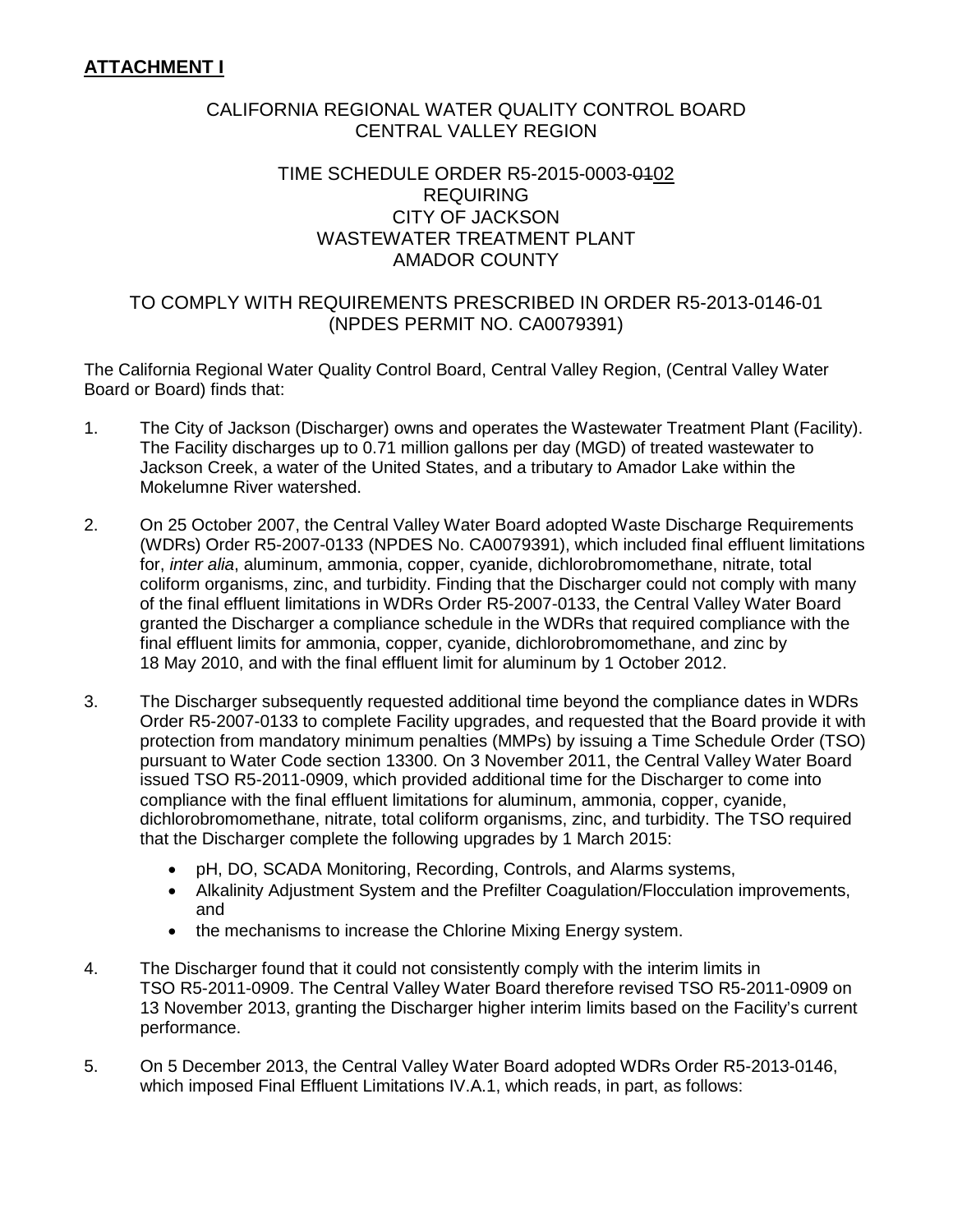**ATTACHMENT I**

CALIFORNIA REGIONAL WATER QUALITY CONTROL BOARD
CENTRAL VALLEY REGION

TIME SCHEDULE ORDER R5-2015-0003-~~01~~02
REQUIRING
CITY OF JACKSON
WASTEWATER TREATMENT PLANT
AMADOR COUNTY

TO COMPLY WITH REQUIREMENTS PRESCRIBED IN ORDER R5-2013-0146-01
(NPDES PERMIT NO. CA0079391)

The California Regional Water Quality Control Board, Central Valley Region, (Central Valley Water Board or Board) finds that:

1. The City of Jackson (Discharger) owns and operates the Wastewater Treatment Plant (Facility). The Facility discharges up to 0.71 million gallons per day (MGD) of treated wastewater to Jackson Creek, a water of the United States, and a tributary to Amador Lake within the Mokelumne River watershed.

2. On 25 October 2007, the Central Valley Water Board adopted Waste Discharge Requirements (WDRs) Order R5-2007-0133 (NPDES No. CA0079391), which included final effluent limitations for, *inter alia*, aluminum, ammonia, copper, cyanide, dichlorobromomethane, nitrate, total coliform organisms, zinc, and turbidity. Finding that the Discharger could not comply with many of the final effluent limitations in WDRs Order R5-2007-0133, the Central Valley Water Board granted the Discharger a compliance schedule in the WDRs that required compliance with the final effluent limits for ammonia, copper, cyanide, dichlorobromomethane, and zinc by 18 May 2010, and with the final effluent limit for aluminum by 1 October 2012.

3. The Discharger subsequently requested additional time beyond the compliance dates in WDRs Order R5-2007-0133 to complete Facility upgrades, and requested that the Board provide it with protection from mandatory minimum penalties (MMPs) by issuing a Time Schedule Order (TSO) pursuant to Water Code section 13300. On 3 November 2011, the Central Valley Water Board issued TSO R5-2011-0909, which provided additional time for the Discharger to come into compliance with the final effluent limitations for aluminum, ammonia, copper, cyanide, dichlorobromomethane, nitrate, total coliform organisms, zinc, and turbidity. The TSO required that the Discharger complete the following upgrades by 1 March 2015:
   - pH, DO, SCADA Monitoring, Recording, Controls, and Alarms systems,
   - Alkalinity Adjustment System and the Prefilter Coagulation/Flocculation improvements, and
   - the mechanisms to increase the Chlorine Mixing Energy system.

4. The Discharger found that it could not consistently comply with the interim limits in TSO R5-2011-0909. The Central Valley Water Board therefore revised TSO R5-2011-0909 on 13 November 2013, granting the Discharger higher interim limits based on the Facility's current performance.

5. On 5 December 2013, the Central Valley Water Board adopted WDRs Order R5-2013-0146, which imposed Final Effluent Limitations IV.A.1, which reads, in part, as follows: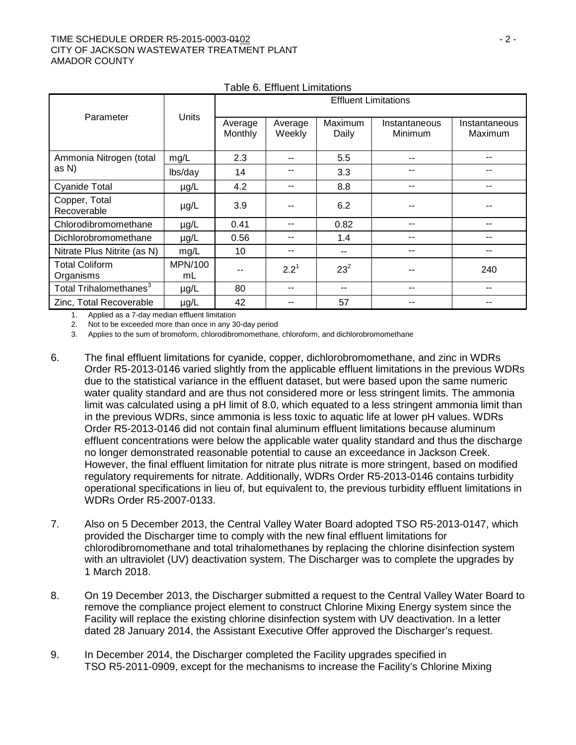Table 6. Effluent Limitations

| Parameter | Units | Effluent Limitations | | | | |
|---|---|---|---|---|---|---|
| | | Average Monthly | Average Weekly | Maximum Daily | Instantaneous Minimum | Instantaneous Maximum |
| Ammonia Nitrogen (total as N) | mg/L | 2.3 | -- | 5.5 | -- | -- |
| | lbs/day | 14 | -- | 3.3 | -- | -- |
| Cyanide Total | µg/L | 4.2 | -- | 8.8 | -- | -- |
| Copper, Total Recoverable | µg/L | 3.9 | -- | 6.2 | -- | -- |
| Chlorodibromomethane | µg/L | 0.41 | -- | 0.82 | -- | -- |
| Dichlorobromomethane | µg/L | 0.56 | -- | 1.4 | -- | -- |
| Nitrate Plus Nitrite (as N) | mg/L | 10 | -- | -- | -- | -- |
| Total Coliform Organisms | MPN/100 mL | -- | 2.2[1] | 23[2] | -- | 240 |
| Total Trihalomethanes[3] | µg/L | 80 | -- | -- | -- | -- |
| Zinc, Total Recoverable | µg/L | 42 | -- | 57 | -- | -- |

1. Applied as a 7-day median effluent limitation
2. Not to be exceeded more than once in any 30-day period
3. Applies to the sum of bromoform, chlorodibromomethane, chloroform, and dichlorobromomethane

6. The final effluent limitations for cyanide, copper, dichlorobromomethane, and zinc in WDRs Order R5-2013-0146 varied slightly from the applicable effluent limitations in the previous WDRs due to the statistical variance in the effluent dataset, but were based upon the same numeric water quality standard and are thus not considered more or less stringent limits. The ammonia limit was calculated using a pH limit of 8.0, which equated to a less stringent ammonia limit than in the previous WDRs, since ammonia is less toxic to aquatic life at lower pH values. WDRs Order R5-2013-0146 did not contain final aluminum effluent limitations because aluminum effluent concentrations were below the applicable water quality standard and thus the discharge no longer demonstrated reasonable potential to cause an exceedance in Jackson Creek. However, the final effluent limitation for nitrate plus nitrate is more stringent, based on modified regulatory requirements for nitrate. Additionally, WDRs Order R5-2013-0146 contains turbidity operational specifications in lieu of, but equivalent to, the previous turbidity effluent limitations in WDRs Order R5-2007-0133.

7. Also on 5 December 2013, the Central Valley Water Board adopted TSO R5-2013-0147, which provided the Discharger time to comply with the new final effluent limitations for chlorodibromomethane and total trihalomethanes by replacing the chlorine disinfection system with an ultraviolet (UV) deactivation system. The Discharger was to complete the upgrades by 1 March 2018.

8. On 19 December 2013, the Discharger submitted a request to the Central Valley Water Board to remove the compliance project element to construct Chlorine Mixing Energy system since the Facility will replace the existing chlorine disinfection system with UV deactivation. In a letter dated 28 January 2014, the Assistant Executive Offer approved the Discharger's request.

9. In December 2014, the Discharger completed the Facility upgrades specified in TSO R5-2011-0909, except for the mechanisms to increase the Facility's Chlorine Mixing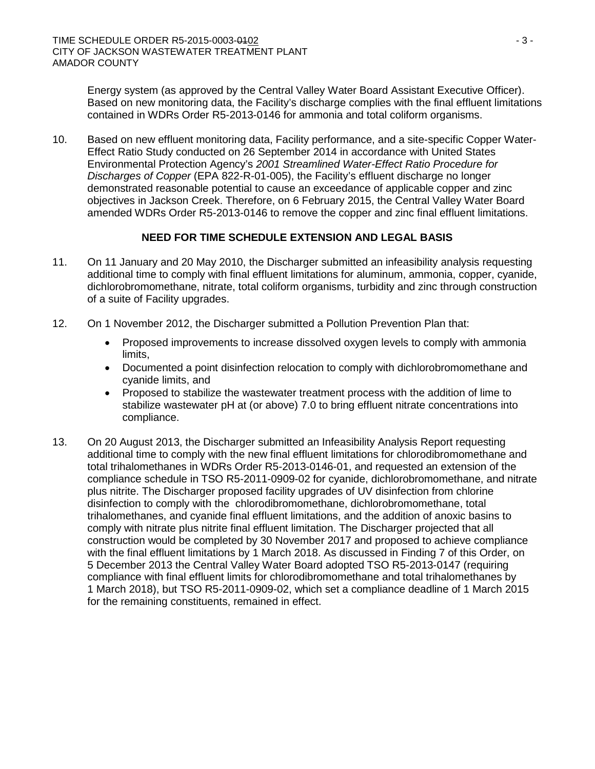Energy system (as approved by the Central Valley Water Board Assistant Executive Officer). Based on new monitoring data, the Facility's discharge complies with the final effluent limitations contained in WDRs Order R5-2013-0146 for ammonia and total coliform organisms.

10. Based on new effluent monitoring data, Facility performance, and a site-specific Copper Water-Effect Ratio Study conducted on 26 September 2014 in accordance with United States Environmental Protection Agency's *2001 Streamlined Water-Effect Ratio Procedure for Discharges of Copper* (EPA 822-R-01-005), the Facility's effluent discharge no longer demonstrated reasonable potential to cause an exceedance of applicable copper and zinc objectives in Jackson Creek. Therefore, on 6 February 2015, the Central Valley Water Board amended WDRs Order R5-2013-0146 to remove the copper and zinc final effluent limitations.

## NEED FOR TIME SCHEDULE EXTENSION AND LEGAL BASIS

11. On 11 January and 20 May 2010, the Discharger submitted an infeasibility analysis requesting additional time to comply with final effluent limitations for aluminum, ammonia, copper, cyanide, dichlorobromomethane, nitrate, total coliform organisms, turbidity and zinc through construction of a suite of Facility upgrades.

12. On 1 November 2012, the Discharger submitted a Pollution Prevention Plan that:
    - Proposed improvements to increase dissolved oxygen levels to comply with ammonia limits,
    - Documented a point disinfection relocation to comply with dichlorobromomethane and cyanide limits, and
    - Proposed to stabilize the wastewater treatment process with the addition of lime to stabilize wastewater pH at (or above) 7.0 to bring effluent nitrate concentrations into compliance.

13. On 20 August 2013, the Discharger submitted an Infeasibility Analysis Report requesting additional time to comply with the new final effluent limitations for chlorodibromomethane and total trihalomethanes in WDRs Order R5-2013-0146-01, and requested an extension of the compliance schedule in TSO R5-2011-0909-02 for cyanide, dichlorobromomethane, and nitrate plus nitrite. The Discharger proposed facility upgrades of UV disinfection from chlorine disinfection to comply with the chlorodibromomethane, dichlorobromomethane, total trihalomethanes, and cyanide final effluent limitations, and the addition of anoxic basins to comply with nitrate plus nitrite final effluent limitation. The Discharger projected that all construction would be completed by 30 November 2017 and proposed to achieve compliance with the final effluent limitations by 1 March 2018. As discussed in Finding 7 of this Order, on 5 December 2013 the Central Valley Water Board adopted TSO R5-2013-0147 (requiring compliance with final effluent limits for chlorodibromomethane and total trihalomethanes by 1 March 2018), but TSO R5-2011-0909-02, which set a compliance deadline of 1 March 2015 for the remaining constituents, remained in effect.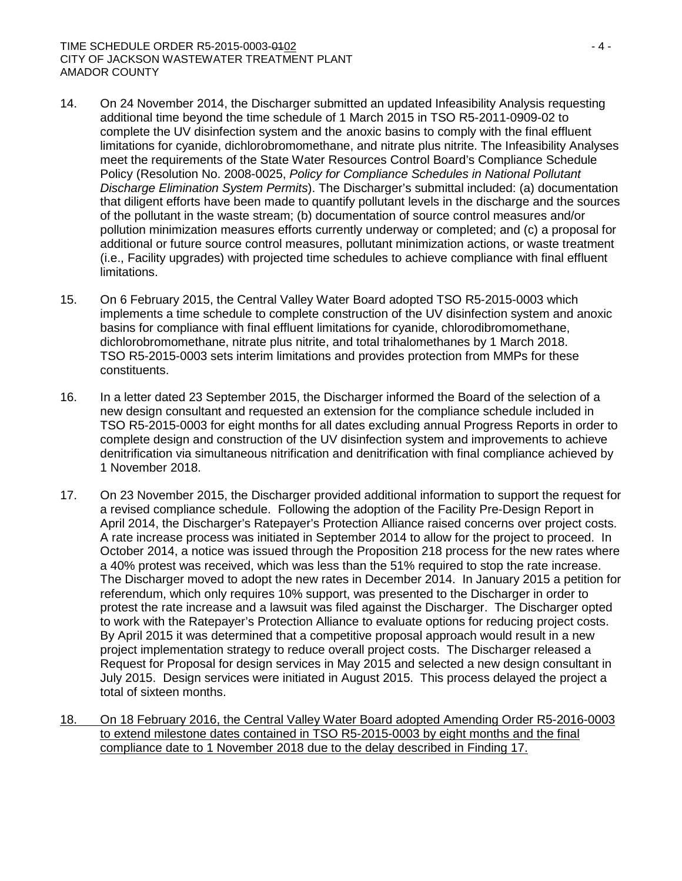14. On 24 November 2014, the Discharger submitted an updated Infeasibility Analysis requesting additional time beyond the time schedule of 1 March 2015 in TSO R5-2011-0909-02 to complete the UV disinfection system and the anoxic basins to comply with the final effluent limitations for cyanide, dichlorobromomethane, and nitrate plus nitrite. The Infeasibility Analyses meet the requirements of the State Water Resources Control Board's Compliance Schedule Policy (Resolution No. 2008-0025, *Policy for Compliance Schedules in National Pollutant Discharge Elimination System Permits*). The Discharger's submittal included: (a) documentation that diligent efforts have been made to quantify pollutant levels in the discharge and the sources of the pollutant in the waste stream; (b) documentation of source control measures and/or pollution minimization measures efforts currently underway or completed; and (c) a proposal for additional or future source control measures, pollutant minimization actions, or waste treatment (i.e., Facility upgrades) with projected time schedules to achieve compliance with final effluent limitations.

15. On 6 February 2015, the Central Valley Water Board adopted TSO R5-2015-0003 which implements a time schedule to complete construction of the UV disinfection system and anoxic basins for compliance with final effluent limitations for cyanide, chlorodibromomethane, dichlorobromomethane, nitrate plus nitrite, and total trihalomethanes by 1 March 2018. TSO R5-2015-0003 sets interim limitations and provides protection from MMPs for these constituents.

16. In a letter dated 23 September 2015, the Discharger informed the Board of the selection of a new design consultant and requested an extension for the compliance schedule included in TSO R5-2015-0003 for eight months for all dates excluding annual Progress Reports in order to complete design and construction of the UV disinfection system and improvements to achieve denitrification via simultaneous nitrification and denitrification with final compliance achieved by 1 November 2018.

17. On 23 November 2015, the Discharger provided additional information to support the request for a revised compliance schedule. Following the adoption of the Facility Pre-Design Report in April 2014, the Discharger's Ratepayer's Protection Alliance raised concerns over project costs. A rate increase process was initiated in September 2014 to allow for the project to proceed. In October 2014, a notice was issued through the Proposition 218 process for the new rates where a 40% protest was received, which was less than the 51% required to stop the rate increase. The Discharger moved to adopt the new rates in December 2014. In January 2015 a petition for referendum, which only requires 10% support, was presented to the Discharger in order to protest the rate increase and a lawsuit was filed against the Discharger. The Discharger opted to work with the Ratepayer's Protection Alliance to evaluate options for reducing project costs. By April 2015 it was determined that a competitive proposal approach would result in a new project implementation strategy to reduce overall project costs. The Discharger released a Request for Proposal for design services in May 2015 and selected a new design consultant in July 2015. Design services were initiated in August 2015. This process delayed the project a total of sixteen months.

18. On 18 February 2016, the Central Valley Water Board adopted Amending Order R5-2016-0003 to extend milestone dates contained in TSO R5-2015-0003 by eight months and the final compliance date to 1 November 2018 due to the delay described in Finding 17.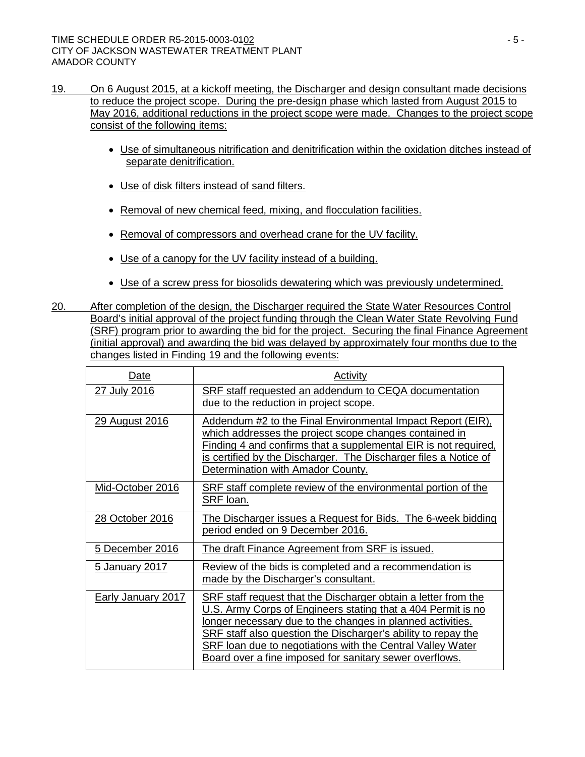19. On 6 August 2015, at a kickoff meeting, the Discharger and design consultant made decisions to reduce the project scope. During the pre-design phase which lasted from August 2015 to May 2016, additional reductions in the project scope were made. Changes to the project scope consist of the following items:

    - Use of simultaneous nitrification and denitrification within the oxidation ditches instead of separate denitrification.
    - Use of disk filters instead of sand filters.
    - Removal of new chemical feed, mixing, and flocculation facilities.
    - Removal of compressors and overhead crane for the UV facility.
    - Use of a canopy for the UV facility instead of a building.
    - Use of a screw press for biosolids dewatering which was previously undetermined.

20. After completion of the design, the Discharger required the State Water Resources Control Board's initial approval of the project funding through the Clean Water State Revolving Fund (SRF) program prior to awarding the bid for the project. Securing the final Finance Agreement (initial approval) and awarding the bid was delayed by approximately four months due to the changes listed in Finding 19 and the following events:

| Date | Activity |
|---|---|
| 27 July 2016 | SRF staff requested an addendum to CEQA documentation due to the reduction in project scope. |
| 29 August 2016 | Addendum #2 to the Final Environmental Impact Report (EIR), which addresses the project scope changes contained in Finding 4 and confirms that a supplemental EIR is not required, is certified by the Discharger. The Discharger files a Notice of Determination with Amador County. |
| Mid-October 2016 | SRF staff complete review of the environmental portion of the SRF loan. |
| 28 October 2016 | The Discharger issues a Request for Bids. The 6-week bidding period ended on 9 December 2016. |
| 5 December 2016 | The draft Finance Agreement from SRF is issued. |
| 5 January 2017 | Review of the bids is completed and a recommendation is made by the Discharger's consultant. |
| Early January 2017 | SRF staff request that the Discharger obtain a letter from the U.S. Army Corps of Engineers stating that a 404 Permit is no longer necessary due to the changes in planned activities. SRF staff also question the Discharger's ability to repay the SRF loan due to negotiations with the Central Valley Water Board over a fine imposed for sanitary sewer overflows. |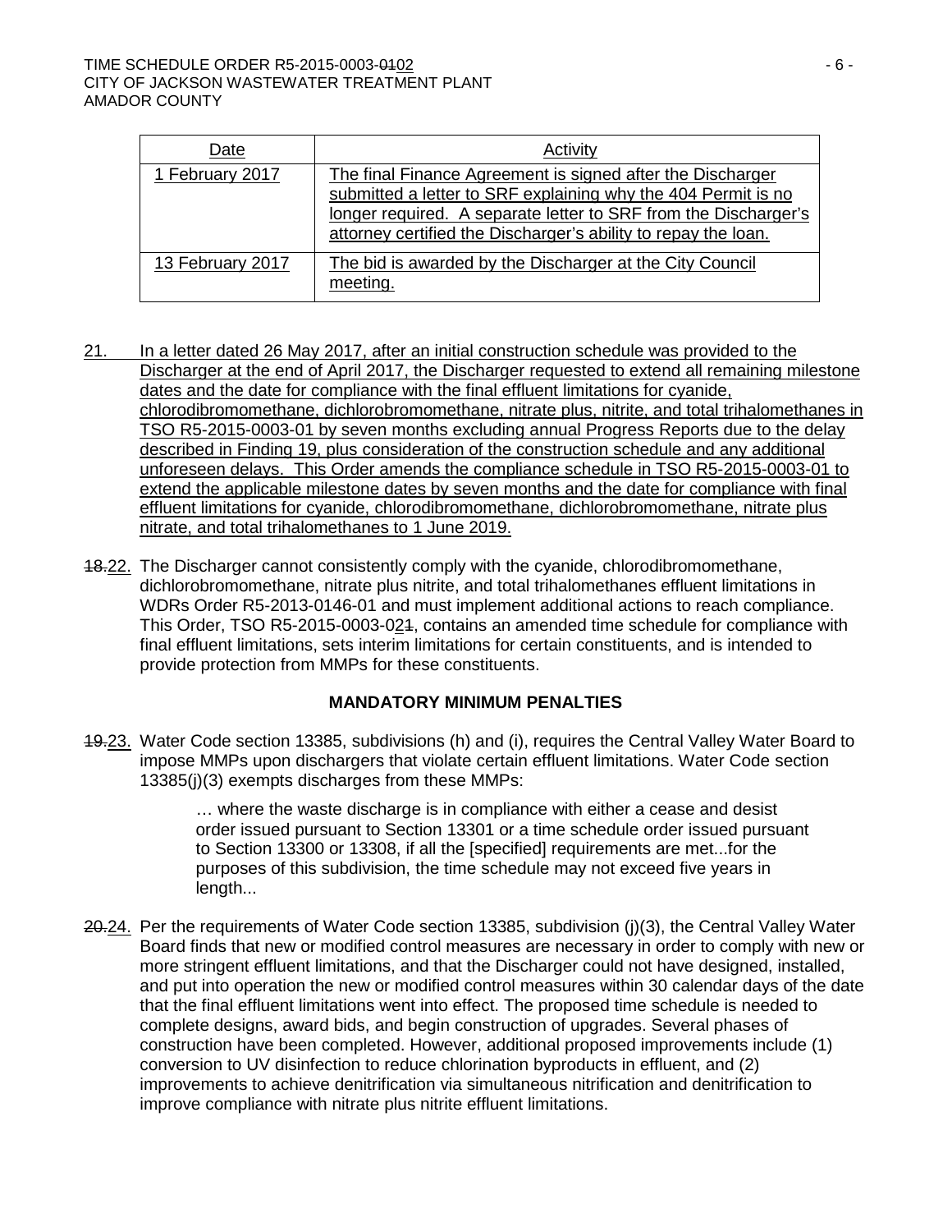| Date | Activity |
| --- | --- |
| 1 February 2017 | The final Finance Agreement is signed after the Discharger submitted a letter to SRF explaining why the 404 Permit is no longer required. A separate letter to SRF from the Discharger's attorney certified the Discharger's ability to repay the loan. |
| 13 February 2017 | The bid is awarded by the Discharger at the City Council meeting. |

21. In a letter dated 26 May 2017, after an initial construction schedule was provided to the Discharger at the end of April 2017, the Discharger requested to extend all remaining milestone dates and the date for compliance with the final effluent limitations for cyanide, chlorodibromomethane, dichlorobromomethane, nitrate plus, nitrite, and total trihalomethanes in TSO R5-2015-0003-01 by seven months excluding annual Progress Reports due to the delay described in Finding 19, plus consideration of the construction schedule and any additional unforeseen delays. This Order amends the compliance schedule in TSO R5-2015-0003-01 to extend the applicable milestone dates by seven months and the date for compliance with final effluent limitations for cyanide, chlorodibromomethane, dichlorobromomethane, nitrate plus nitrate, and total trihalomethanes to 1 June 2019.

~~18.~~22. The Discharger cannot consistently comply with the cyanide, chlorodibromomethane, dichlorobromomethane, nitrate plus nitrite, and total trihalomethanes effluent limitations in WDRs Order R5-2013-0146-01 and must implement additional actions to reach compliance. This Order, TSO R5-2015-0003-02~~1~~, contains an amended time schedule for compliance with final effluent limitations, sets interim limitations for certain constituents, and is intended to provide protection from MMPs for these constituents.

**MANDATORY MINIMUM PENALTIES**

~~19.~~23. Water Code section 13385, subdivisions (h) and (i), requires the Central Valley Water Board to impose MMPs upon dischargers that violate certain effluent limitations. Water Code section 13385(j)(3) exempts discharges from these MMPs:

> … where the waste discharge is in compliance with either a cease and desist order issued pursuant to Section 13301 or a time schedule order issued pursuant to Section 13300 or 13308, if all the [specified] requirements are met...for the purposes of this subdivision, the time schedule may not exceed five years in length...

~~20.~~24. Per the requirements of Water Code section 13385, subdivision (j)(3), the Central Valley Water Board finds that new or modified control measures are necessary in order to comply with new or more stringent effluent limitations, and that the Discharger could not have designed, installed, and put into operation the new or modified control measures within 30 calendar days of the date that the final effluent limitations went into effect. The proposed time schedule is needed to complete designs, award bids, and begin construction of upgrades. Several phases of construction have been completed. However, additional proposed improvements include (1) conversion to UV disinfection to reduce chlorination byproducts in effluent, and (2) improvements to achieve denitrification via simultaneous nitrification and denitrification to improve compliance with nitrate plus nitrite effluent limitations.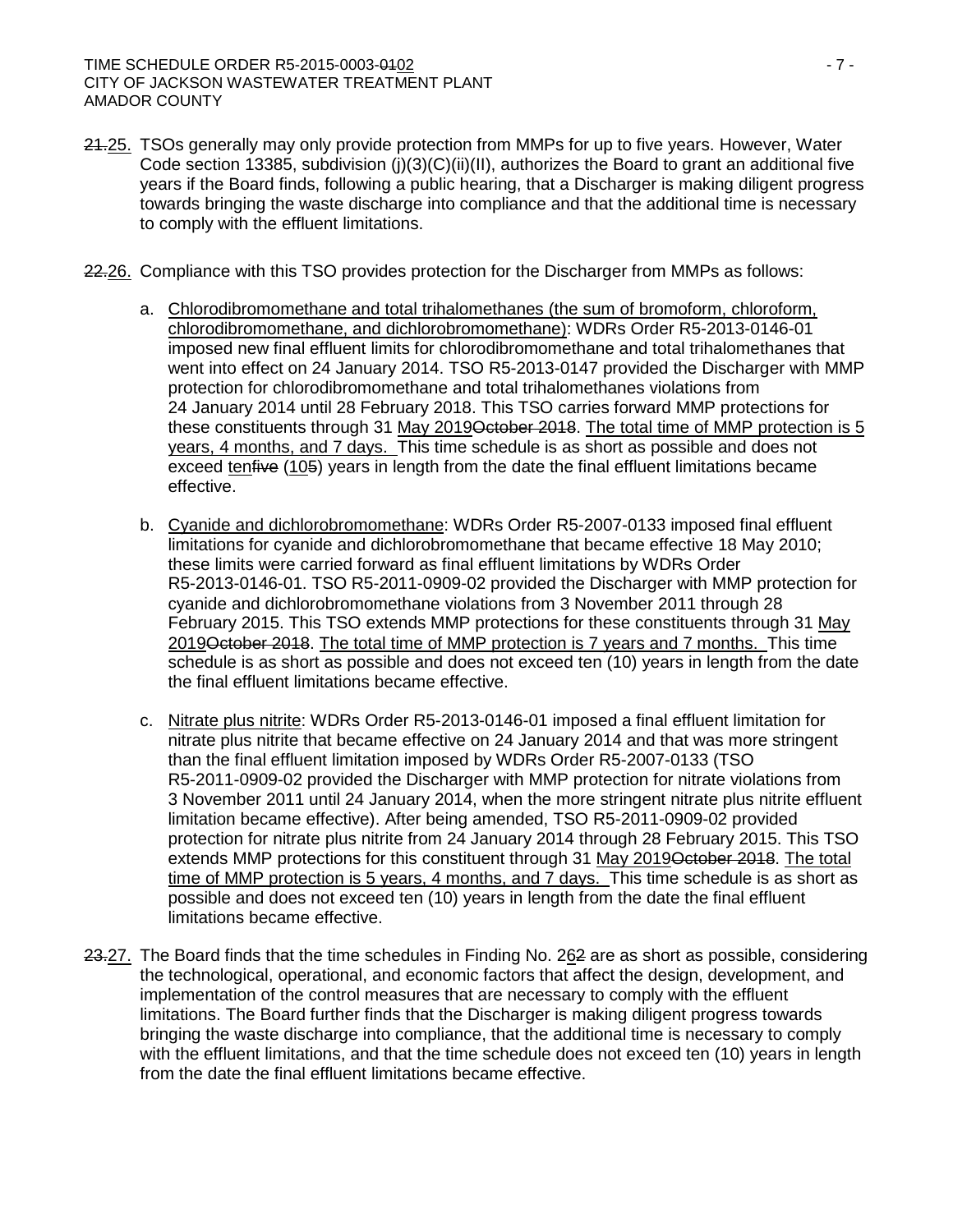~~21.~~<u>25.</u> TSOs generally may only provide protection from MMPs for up to five years. However, Water Code section 13385, subdivision (j)(3)(C)(ii)(II), authorizes the Board to grant an additional five years if the Board finds, following a public hearing, that a Discharger is making diligent progress towards bringing the waste discharge into compliance and that the additional time is necessary to comply with the effluent limitations.

~~22.~~<u>26.</u> Compliance with this TSO provides protection for the Discharger from MMPs as follows:

a. <u>Chlorodibromomethane and total trihalomethanes (the sum of bromoform, chloroform, chlorodibromomethane, and dichlorobromomethane)</u>: WDRs Order R5-2013-0146-01 imposed new final effluent limits for chlorodibromomethane and total trihalomethanes that went into effect on 24 January 2014. TSO R5-2013-0147 provided the Discharger with MMP protection for chlorodibromomethane and total trihalomethanes violations from 24 January 2014 until 28 February 2018. This TSO carries forward MMP protections for these constituents through 31 <u>May 2019</u>~~October 2018~~. <u>The total time of MMP protection is 5 years, 4 months, and 7 days.</u> This time schedule is as short as possible and does not exceed <u>ten</u>~~five~~ (<u>10</u>~~5~~) years in length from the date the final effluent limitations became effective.

b. <u>Cyanide and dichlorobromomethane</u>: WDRs Order R5-2007-0133 imposed final effluent limitations for cyanide and dichlorobromomethane that became effective 18 May 2010; these limits were carried forward as final effluent limitations by WDRs Order R5-2013-0146-01. TSO R5-2011-0909-02 provided the Discharger with MMP protection for cyanide and dichlorobromomethane violations from 3 November 2011 through 28 February 2015. This TSO extends MMP protections for these constituents through 31 <u>May 2019</u>~~October 2018~~. <u>The total time of MMP protection is 7 years and 7 months.</u> This time schedule is as short as possible and does not exceed ten (10) years in length from the date the final effluent limitations became effective.

c. <u>Nitrate plus nitrite</u>: WDRs Order R5-2013-0146-01 imposed a final effluent limitation for nitrate plus nitrite that became effective on 24 January 2014 and that was more stringent than the final effluent limitation imposed by WDRs Order R5-2007-0133 (TSO R5-2011-0909-02 provided the Discharger with MMP protection for nitrate violations from 3 November 2011 until 24 January 2014, when the more stringent nitrate plus nitrite effluent limitation became effective). After being amended, TSO R5-2011-0909-02 provided protection for nitrate plus nitrite from 24 January 2014 through 28 February 2015. This TSO extends MMP protections for this constituent through 31 <u>May 2019</u>~~October 2018~~. <u>The total time of MMP protection is 5 years, 4 months, and 7 days.</u> This time schedule is as short as possible and does not exceed ten (10) years in length from the date the final effluent limitations became effective.

~~23.~~<u>27.</u> The Board finds that the time schedules in Finding No. 2<u>6</u>~~2~~ are as short as possible, considering the technological, operational, and economic factors that affect the design, development, and implementation of the control measures that are necessary to comply with the effluent limitations. The Board further finds that the Discharger is making diligent progress towards bringing the waste discharge into compliance, that the additional time is necessary to comply with the effluent limitations, and that the time schedule does not exceed ten (10) years in length from the date the final effluent limitations became effective.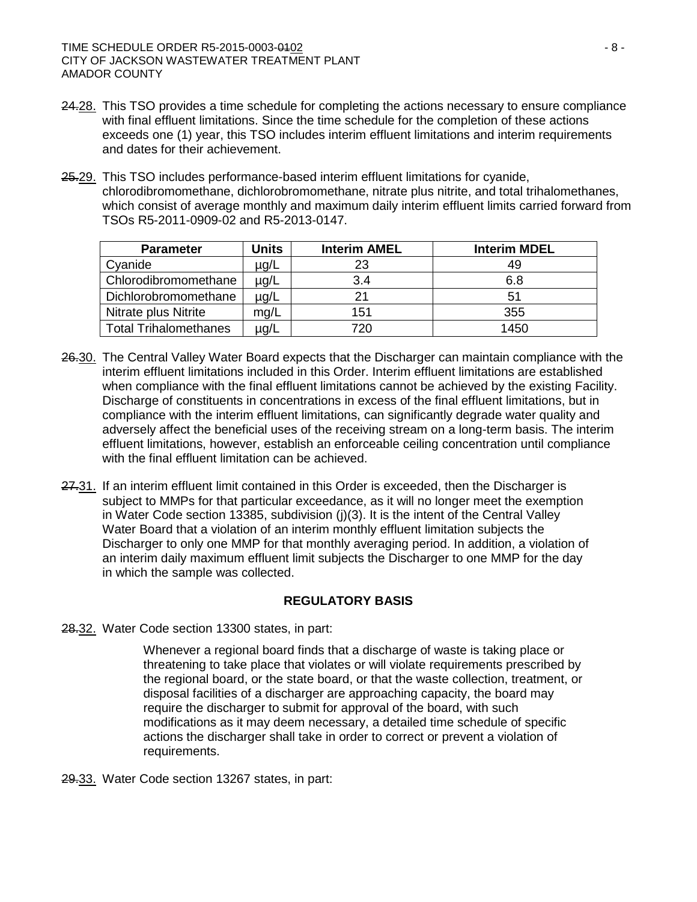~~24.~~28. This TSO provides a time schedule for completing the actions necessary to ensure compliance with final effluent limitations. Since the time schedule for the completion of these actions exceeds one (1) year, this TSO includes interim effluent limitations and interim requirements and dates for their achievement.

~~25.~~29. This TSO includes performance-based interim effluent limitations for cyanide, chlorodibromomethane, dichlorobromomethane, nitrate plus nitrite, and total trihalomethanes, which consist of average monthly and maximum daily interim effluent limits carried forward from TSOs R5-2011-0909-02 and R5-2013-0147.

| Parameter | Units | Interim AMEL | Interim MDEL |
|---|---|---|---|
| Cyanide | µg/L | 23 | 49 |
| Chlorodibromomethane | µg/L | 3.4 | 6.8 |
| Dichlorobromomethane | µg/L | 21 | 51 |
| Nitrate plus Nitrite | mg/L | 151 | 355 |
| Total Trihalomethanes | µg/L | 720 | 1450 |

~~26.~~30. The Central Valley Water Board expects that the Discharger can maintain compliance with the interim effluent limitations included in this Order. Interim effluent limitations are established when compliance with the final effluent limitations cannot be achieved by the existing Facility. Discharge of constituents in concentrations in excess of the final effluent limitations, but in compliance with the interim effluent limitations, can significantly degrade water quality and adversely affect the beneficial uses of the receiving stream on a long-term basis. The interim effluent limitations, however, establish an enforceable ceiling concentration until compliance with the final effluent limitation can be achieved.

~~27.~~31. If an interim effluent limit contained in this Order is exceeded, then the Discharger is subject to MMPs for that particular exceedance, as it will no longer meet the exemption in Water Code section 13385, subdivision (j)(3). It is the intent of the Central Valley Water Board that a violation of an interim monthly effluent limitation subjects the Discharger to only one MMP for that monthly averaging period. In addition, a violation of an interim daily maximum effluent limit subjects the Discharger to one MMP for the day in which the sample was collected.

## REGULATORY BASIS

~~28.~~32. Water Code section 13300 states, in part:

> Whenever a regional board finds that a discharge of waste is taking place or threatening to take place that violates or will violate requirements prescribed by the regional board, or the state board, or that the waste collection, treatment, or disposal facilities of a discharger are approaching capacity, the board may require the discharger to submit for approval of the board, with such modifications as it may deem necessary, a detailed time schedule of specific actions the discharger shall take in order to correct or prevent a violation of requirements.

~~29.~~33. Water Code section 13267 states, in part: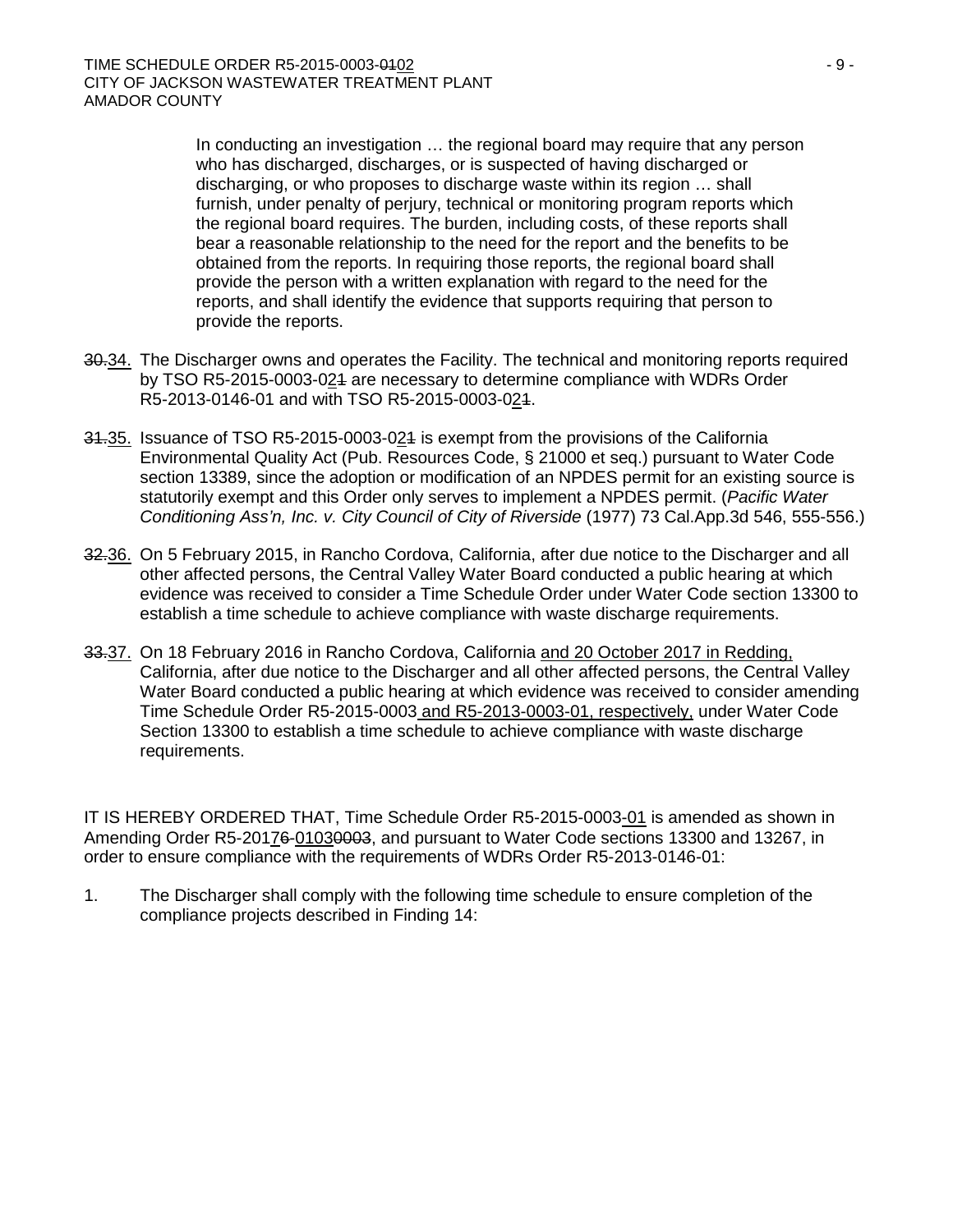> In conducting an investigation … the regional board may require that any person who has discharged, discharges, or is suspected of having discharged or discharging, or who proposes to discharge waste within its region … shall furnish, under penalty of perjury, technical or monitoring program reports which the regional board requires. The burden, including costs, of these reports shall bear a reasonable relationship to the need for the report and the benefits to be obtained from the reports. In requiring those reports, the regional board shall provide the person with a written explanation with regard to the need for the reports, and shall identify the evidence that supports requiring that person to provide the reports.

~~30.~~34. The Discharger owns and operates the Facility. The technical and monitoring reports required by TSO R5-2015-0003-02~~1~~ are necessary to determine compliance with WDRs Order R5-2013-0146-01 and with TSO R5-2015-0003-02~~1~~.

~~31.~~35. Issuance of TSO R5-2015-0003-02~~1~~ is exempt from the provisions of the California Environmental Quality Act (Pub. Resources Code, § 21000 et seq.) pursuant to Water Code section 13389, since the adoption or modification of an NPDES permit for an existing source is statutorily exempt and this Order only serves to implement a NPDES permit. (*Pacific Water Conditioning Ass'n, Inc. v. City Council of City of Riverside* (1977) 73 Cal.App.3d 546, 555-556.)

~~32.~~36. On 5 February 2015, in Rancho Cordova, California, after due notice to the Discharger and all other affected persons, the Central Valley Water Board conducted a public hearing at which evidence was received to consider a Time Schedule Order under Water Code section 13300 to establish a time schedule to achieve compliance with waste discharge requirements.

~~33.~~37. On 18 February 2016 in Rancho Cordova, California and 20 October 2017 in Redding, California, after due notice to the Discharger and all other affected persons, the Central Valley Water Board conducted a public hearing at which evidence was received to consider amending Time Schedule Order R5-2015-0003 and R5-2013-0003-01, respectively, under Water Code Section 13300 to establish a time schedule to achieve compliance with waste discharge requirements.

IT IS HEREBY ORDERED THAT, Time Schedule Order R5-2015-0003-01 is amended as shown in Amending Order R5-2017~~6~~-~~0103~~0003, and pursuant to Water Code sections 13300 and 13267, in order to ensure compliance with the requirements of WDRs Order R5-2013-0146-01:

1. The Discharger shall comply with the following time schedule to ensure completion of the compliance projects described in Finding 14: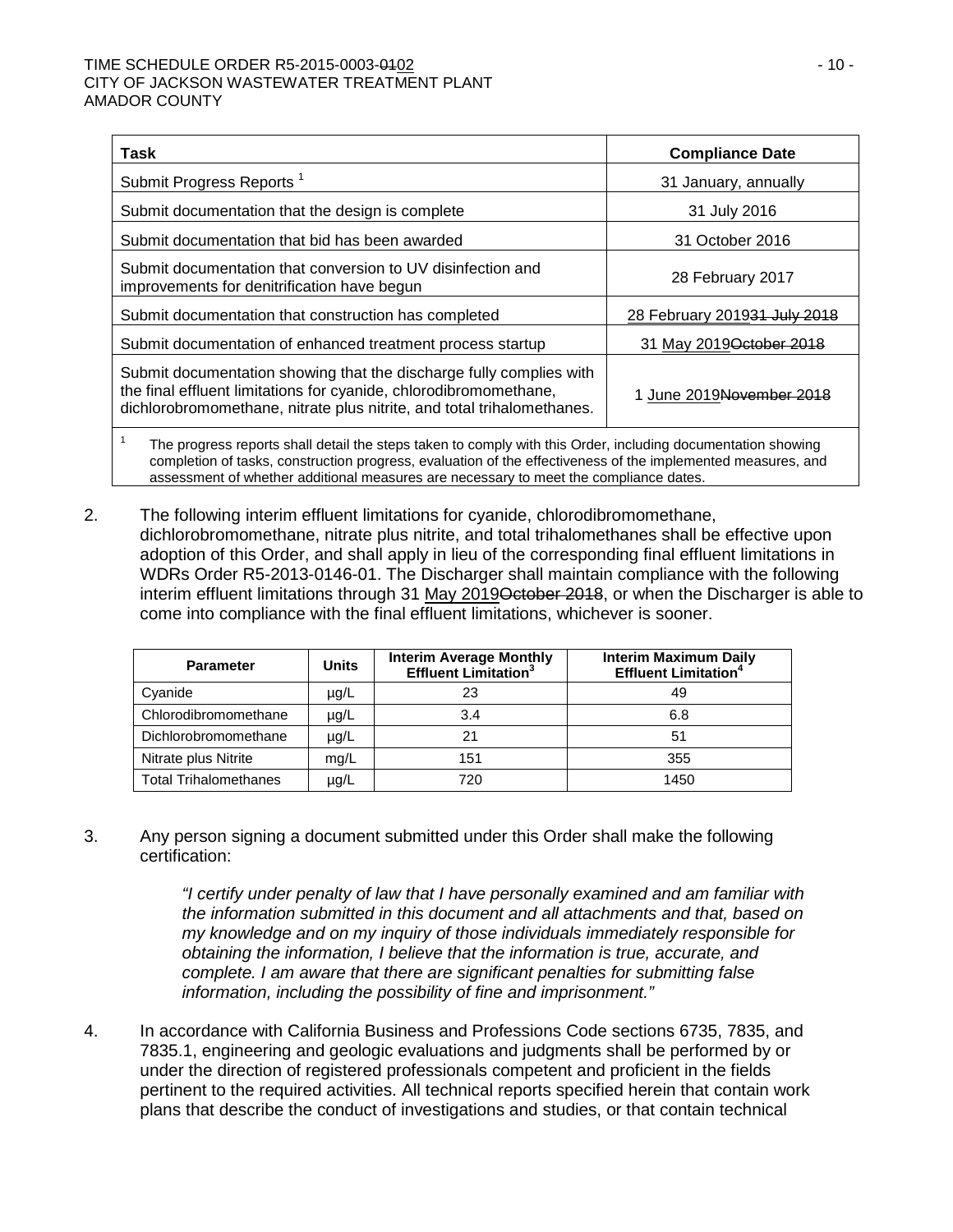| Task | Compliance Date |
| --- | --- |
| Submit Progress Reports [1] | 31 January, annually |
| Submit documentation that the design is complete | 31 July 2016 |
| Submit documentation that bid has been awarded | 31 October 2016 |
| Submit documentation that conversion to UV disinfection and improvements for denitrification have begun | 28 February 2017 |
| Submit documentation that construction has completed | 28 February 2019~~31 July 2018~~ |
| Submit documentation of enhanced treatment process startup | 31 May 2019~~October 2018~~ |
| Submit documentation showing that the discharge fully complies with the final effluent limitations for cyanide, chlorodibromomethane, dichlorobromomethane, nitrate plus nitrite, and total trihalomethanes. | 1 June 2019~~November 2018~~ |

[1] The progress reports shall detail the steps taken to comply with this Order, including documentation showing completion of tasks, construction progress, evaluation of the effectiveness of the implemented measures, and assessment of whether additional measures are necessary to meet the compliance dates.

2. The following interim effluent limitations for cyanide, chlorodibromomethane, dichlorobromomethane, nitrate plus nitrite, and total trihalomethanes shall be effective upon adoption of this Order, and shall apply in lieu of the corresponding final effluent limitations in WDRs Order R5-2013-0146-01. The Discharger shall maintain compliance with the following interim effluent limitations through 31 May 2019~~October 2018~~, or when the Discharger is able to come into compliance with the final effluent limitations, whichever is sooner.

| Parameter | Units | Interim Average Monthly Effluent Limitation[3] | Interim Maximum Daily Effluent Limitation[4] |
| --- | --- | --- | --- |
| Cyanide | µg/L | 23 | 49 |
| Chlorodibromomethane | µg/L | 3.4 | 6.8 |
| Dichlorobromomethane | µg/L | 21 | 51 |
| Nitrate plus Nitrite | mg/L | 151 | 355 |
| Total Trihalomethanes | µg/L | 720 | 1450 |

3. Any person signing a document submitted under this Order shall make the following certification:

   *"I certify under penalty of law that I have personally examined and am familiar with the information submitted in this document and all attachments and that, based on my knowledge and on my inquiry of those individuals immediately responsible for obtaining the information, I believe that the information is true, accurate, and complete. I am aware that there are significant penalties for submitting false information, including the possibility of fine and imprisonment."*

4. In accordance with California Business and Professions Code sections 6735, 7835, and 7835.1, engineering and geologic evaluations and judgments shall be performed by or under the direction of registered professionals competent and proficient in the fields pertinent to the required activities. All technical reports specified herein that contain work plans that describe the conduct of investigations and studies, or that contain technical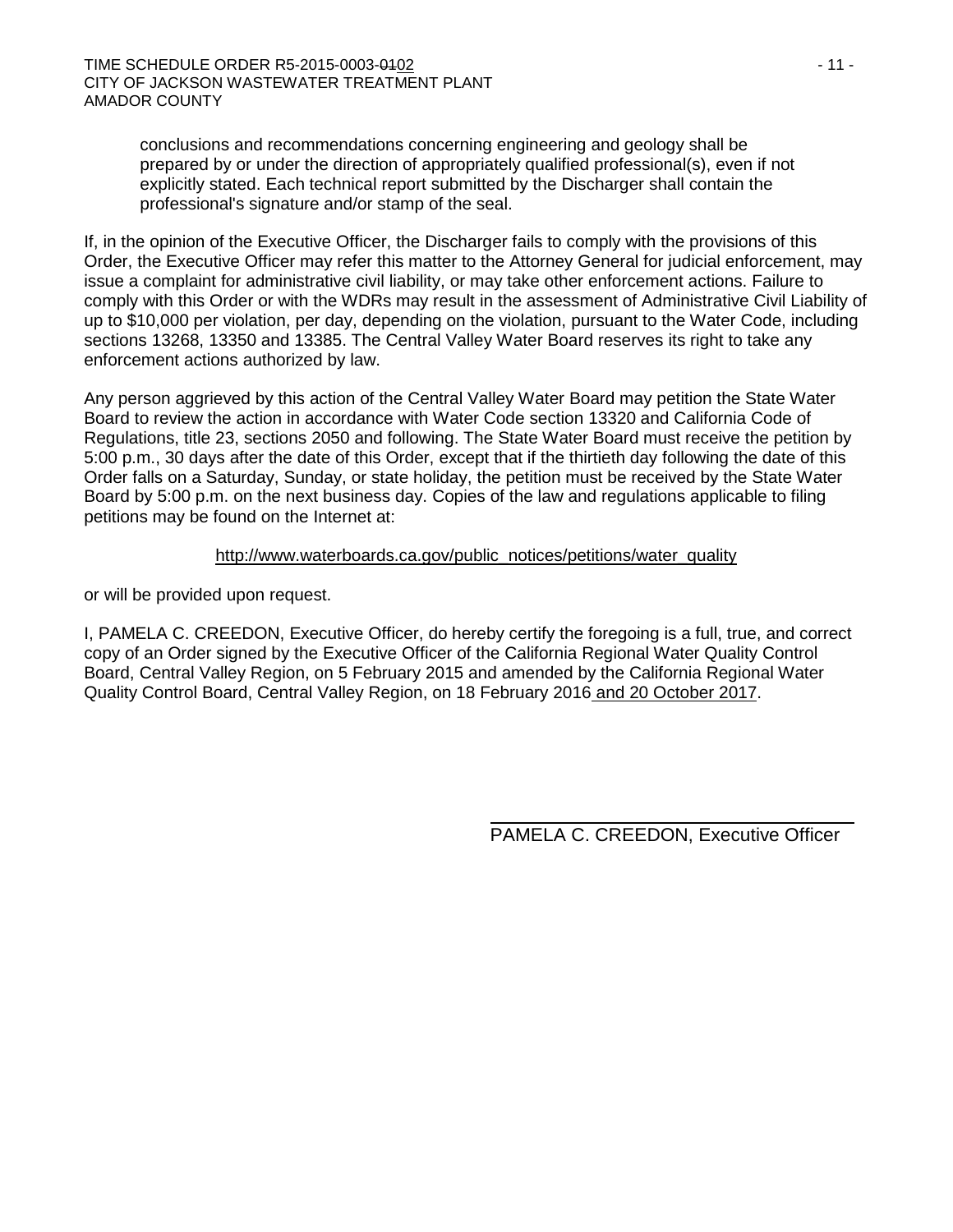conclusions and recommendations concerning engineering and geology shall be prepared by or under the direction of appropriately qualified professional(s), even if not explicitly stated. Each technical report submitted by the Discharger shall contain the professional's signature and/or stamp of the seal.

If, in the opinion of the Executive Officer, the Discharger fails to comply with the provisions of this Order, the Executive Officer may refer this matter to the Attorney General for judicial enforcement, may issue a complaint for administrative civil liability, or may take other enforcement actions. Failure to comply with this Order or with the WDRs may result in the assessment of Administrative Civil Liability of up to $10,000 per violation, per day, depending on the violation, pursuant to the Water Code, including sections 13268, 13350 and 13385. The Central Valley Water Board reserves its right to take any enforcement actions authorized by law.

Any person aggrieved by this action of the Central Valley Water Board may petition the State Water Board to review the action in accordance with Water Code section 13320 and California Code of Regulations, title 23, sections 2050 and following. The State Water Board must receive the petition by 5:00 p.m., 30 days after the date of this Order, except that if the thirtieth day following the date of this Order falls on a Saturday, Sunday, or state holiday, the petition must be received by the State Water Board by 5:00 p.m. on the next business day. Copies of the law and regulations applicable to filing petitions may be found on the Internet at:

http://www.waterboards.ca.gov/public_notices/petitions/water_quality

or will be provided upon request.

I, PAMELA C. CREEDON, Executive Officer, do hereby certify the foregoing is a full, true, and correct copy of an Order signed by the Executive Officer of the California Regional Water Quality Control Board, Central Valley Region, on 5 February 2015 and amended by the California Regional Water Quality Control Board, Central Valley Region, on 18 February 2016 and 20 October 2017.

PAMELA C. CREEDON, Executive Officer